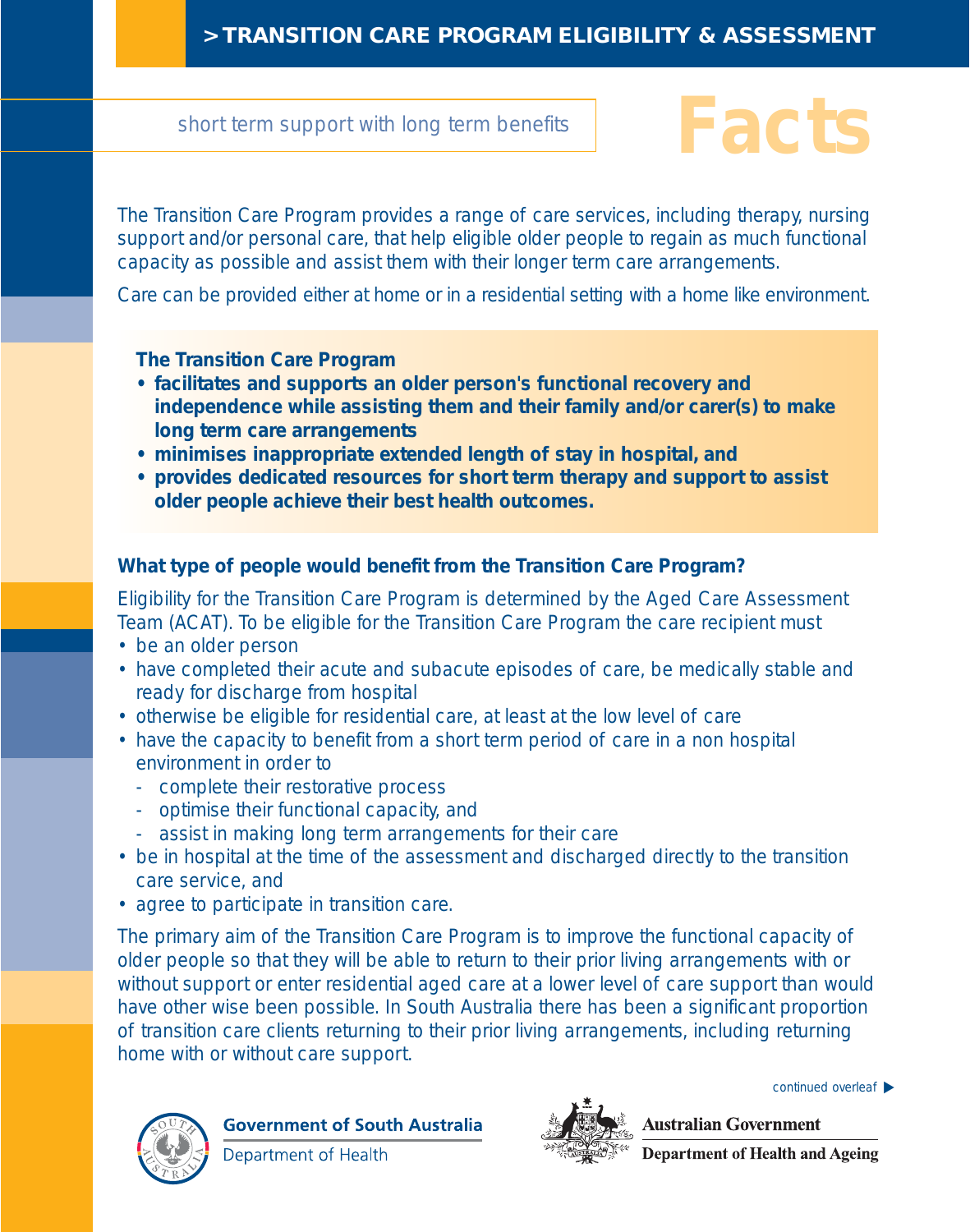# > TRANSITION CARE PROGRAM ELIGIBILITY & ASSESSMENT

short term support with long term benefits

# Facts

The Transition Care Program provides a range of care services, including therapy, nursing support and/or personal care, that help eligible older people to regain as much functional capacity as possible and assist them with their longer term care arrangements.

Care can be provided either at home or in a residential setting with a home like environment.

**The Transition Care Program**

- **facilitates and supports an older person's functional recovery and independence while assisting them and their family and/or carer(s) to make long term care arrangements**
- **minimises inappropriate extended length of stay in hospital, and**
- **provides dedicated resources for short term therapy and support to assist older people achieve their best health outcomes.**

## What type of people would benefit from the Transition Care Program?

Eligibility for the Transition Care Program is determined by the Aged Care Assessment Team (ACAT). To be eligible for the Transition Care Program the care recipient must

- be an older person
- have completed their acute and subacute episodes of care, be medically stable and ready for discharge from hospital
- otherwise be eligible for residential care, at least at the low level of care
- have the capacity to benefit from a short term period of care in a non hospital environment in order to
  - complete their restorative process
  - optimise their functional capacity, and
  - assist in making long term arrangements for their care
- be in hospital at the time of the assessment and discharged directly to the transition care service, and
- agree to participate in transition care.

The primary aim of the Transition Care Program is to improve the functional capacity of older people so that they will be able to return to their prior living arrangements with or without support or enter residential aged care at a lower level of care support than would have other wise been possible. In South Australia there has been a significant proportion of transition care clients returning to their prior living arrangements, including returning home with or without care support.

continued overleaf ▶

Government of South Australia
Department of Health

Australian Government
Department of Health and Ageing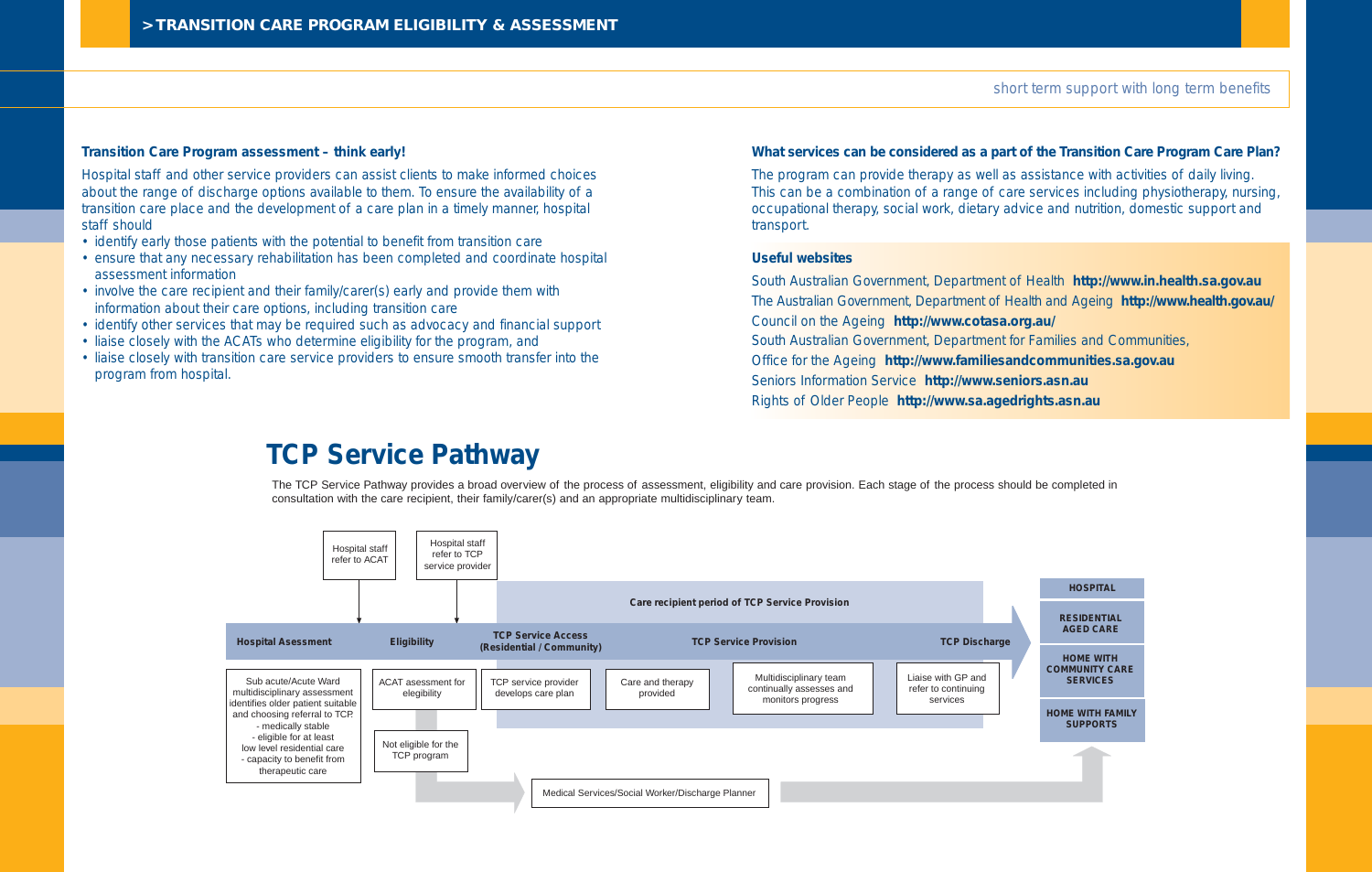# > TRANSITION CARE PROGRAM ELIGIBILITY & ASSESSMENT

short term support with long term benefits

### Transition Care Program assessment – think early!

Hospital staff and other service providers can assist clients to make informed choices about the range of discharge options available to them. To ensure the availability of a transition care place and the development of a care plan in a timely manner, hospital staff should

- identify early those patients with the potential to benefit from transition care
- ensure that any necessary rehabilitation has been completed and coordinate hospital assessment information
- involve the care recipient and their family/carer(s) early and provide them with information about their care options, including transition care
- identify other services that may be required such as advocacy and financial support
- liaise closely with the ACATs who determine eligibility for the program, and
- liaise closely with transition care service providers to ensure smooth transfer into the program from hospital.

### What services can be considered as a part of the Transition Care Program Care Plan?

The program can provide therapy as well as assistance with activities of daily living. This can be a combination of a range of care services including physiotherapy, nursing, occupational therapy, social work, dietary advice and nutrition, domestic support and transport.

### Useful websites

South Australian Government, Department of Health **http://www.in.health.sa.gov.au**
The Australian Government, Department of Health and Ageing **http://www.health.gov.au/**
Council on the Ageing **http://www.cotasa.org.au/**
South Australian Government, Department for Families and Communities,
Office for the Ageing **http://www.familiesandcommunities.sa.gov.au**
Seniors Information Service **http://www.seniors.asn.au**
Rights of Older People **http://www.sa.agedrights.asn.au**

## TCP Service Pathway

The TCP Service Pathway provides a broad overview of the process of assessment, eligibility and care provision. Each stage of the process should be completed in consultation with the care recipient, their family/carer(s) and an appropriate multidisciplinary team.

Hospital staff refer to ACAT
Hospital staff refer to TCP service provider

Care recipient period of TCP Service Provision

**Hospital Asessment** → **Eligibility** → **TCP Service Access (Residential / Community)** → **TCP Service Provision** → **TCP Discharge**

- Sub acute/Acute Ward multidisciplinary assessment identifies older patient suitable and choosing referral to TCP.
  - medically stable
  - eligible for at least low level residential care
  - capacity to benefit from therapeutic care
- ACAT assessment for eligibility
- Not eligible for the TCP program
- TCP service provider develops care plan
- Care and therapy provided
- Multidisciplinary team continually assesses and monitors progress
- Liaise with GP and refer to continuing services

Medical Services/Social Worker/Discharge Planner

**HOSPITAL**
**RESIDENTIAL AGED CARE**
**HOME WITH COMMUNITY CARE SERVICES**
**HOME WITH FAMILY SUPPORTS**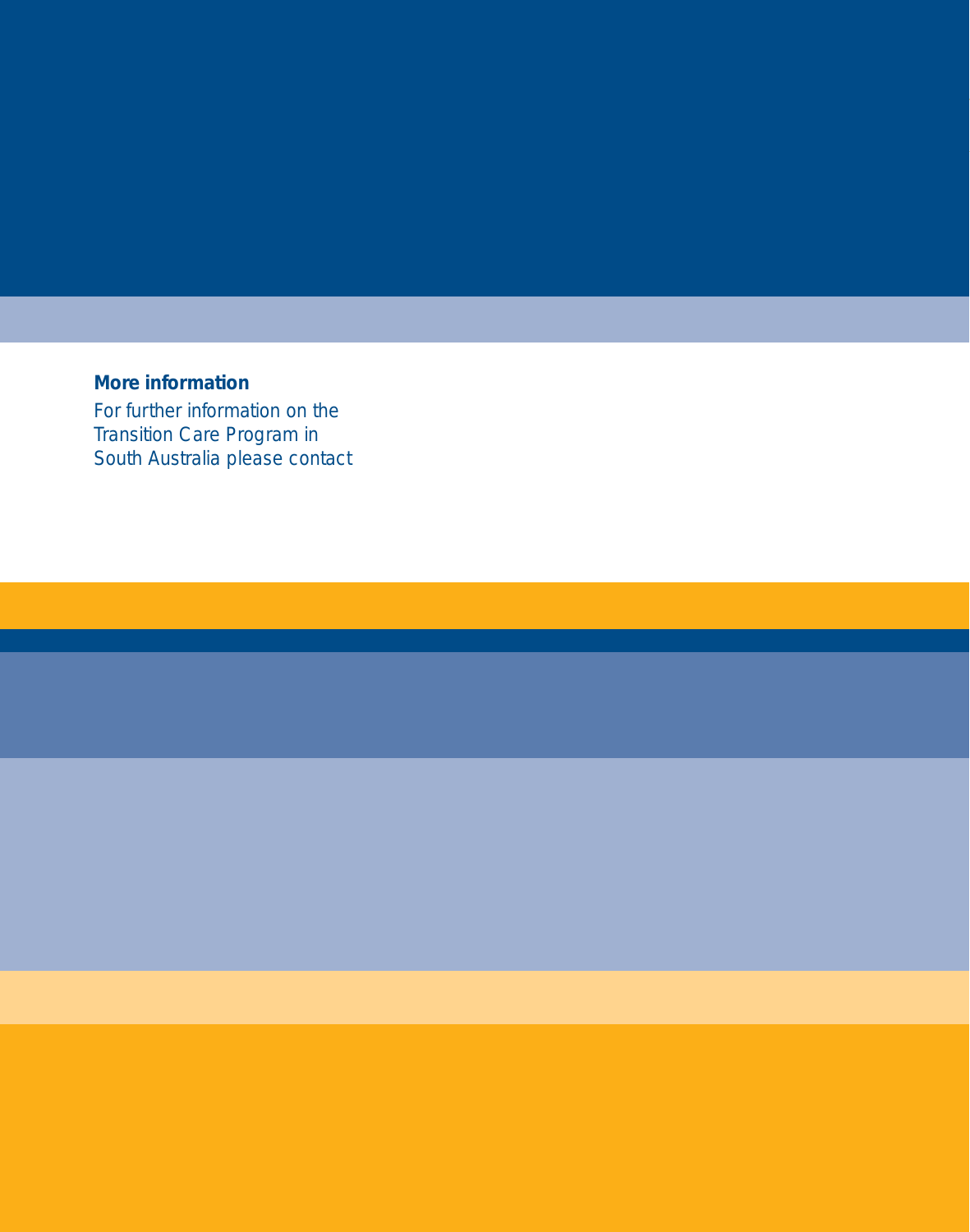**More information**

For further information on the Transition Care Program in South Australia please contact